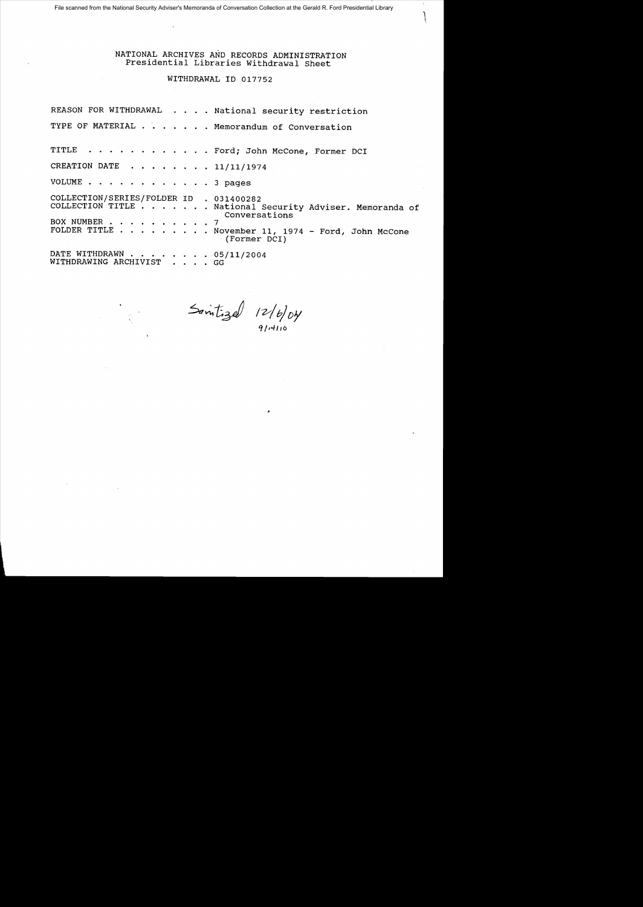File scanned from the National Security Adviser's Memoranda of Conversation Collection at the Gerald R. Ford Presidential Library

# NATIONAL ARCHIVES AND RECORDS ADMINISTRATION
## Presidential Libraries Withdrawal Sheet

### WITHDRAWAL ID 017752

REASON FOR WITHDRAWAL . . . . National security restriction

TYPE OF MATERIAL . . . . . . . Memorandum of Conversation

TITLE . . . . . . . . . . . . Ford; John McCone, Former DCI

CREATION DATE . . . . . . . . 11/11/1974

VOLUME . . . . . . . . . . . . 3 pages

COLLECTION/SERIES/FOLDER ID . 031400282
COLLECTION TITLE . . . . . . . National Security Adviser. Memoranda of Conversations
BOX NUMBER . . . . . . . . . . 7
FOLDER TITLE . . . . . . . . . November 11, 1974 - Ford, John McCone (Former DCI)

DATE WITHDRAWN . . . . . . . . 05/11/2004
WITHDRAWING ARCHIVIST . . . . GG

Sanitized 12/6/04
9/14/10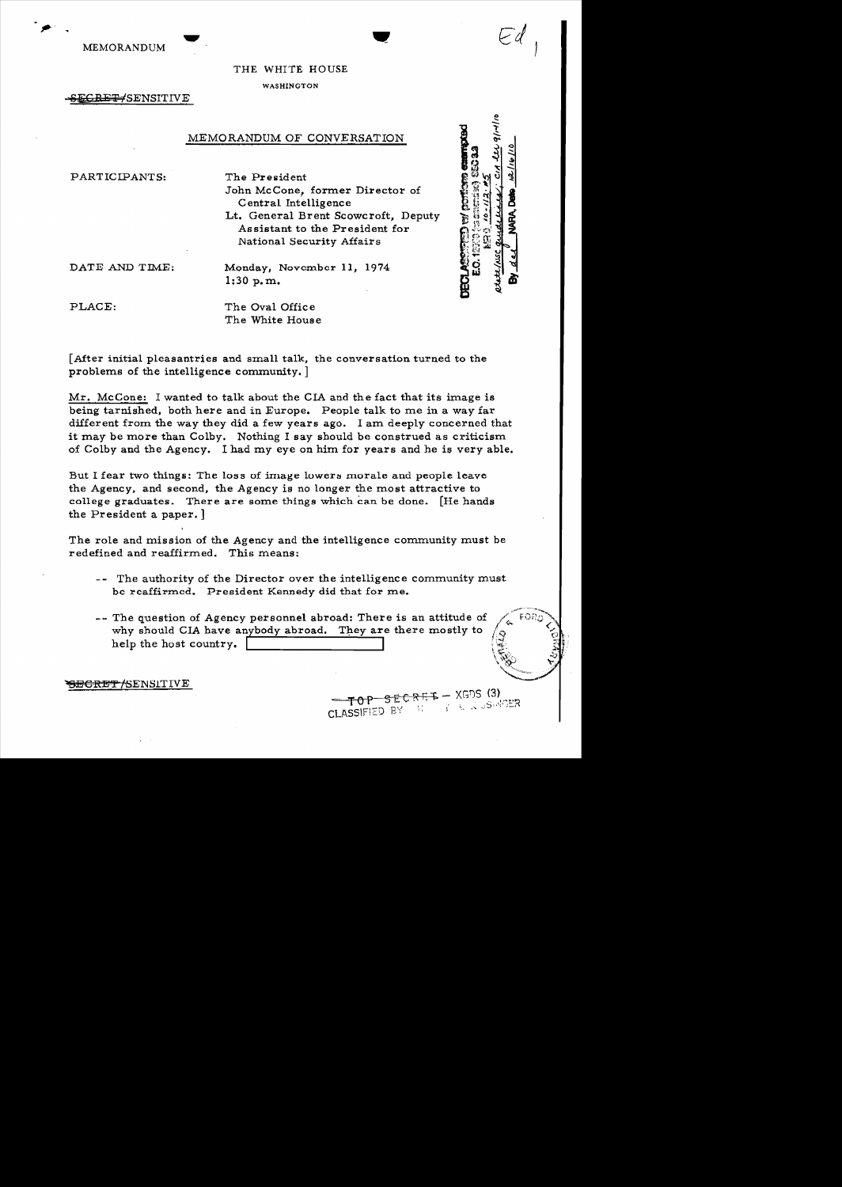MEMORANDUM

THE WHITE HOUSE

WASHINGTON

~~SECRET~~/SENSITIVE

MEMORANDUM OF CONVERSATION

PARTICIPANTS: The President
John McCone, former Director of Central Intelligence
Lt. General Brent Scowcroft, Deputy Assistant to the President for National Security Affairs

DATE AND TIME: Monday, November 11, 1974
1:30 p.m.

PLACE: The Oval Office
The White House

[After initial pleasantries and small talk, the conversation turned to the problems of the intelligence community.]

Mr. McCone: I wanted to talk about the CIA and the fact that its image is being tarnished, both here and in Europe. People talk to me in a way far different from the way they did a few years ago. I am deeply concerned that it may be more than Colby. Nothing I say should be construed as criticism of Colby and the Agency. I had my eye on him for years and he is very able.

But I fear two things: The loss of image lowers morale and people leave the Agency, and second, the Agency is no longer the most attractive to college graduates. There are some things which can be done. [He hands the President a paper.]

The role and mission of the Agency and the intelligence community must be redefined and reaffirmed. This means:

-- The authority of the Director over the intelligence community must be reaffirmed. President Kennedy did that for me.

-- The question of Agency personnel abroad: There is an attitude of why should CIA have anybody abroad. They are there mostly to help the host country. [redacted]

~~SECRET~~/SENSITIVE

~~TOP SECRET~~ - XGDS (3)
CLASSIFIED BY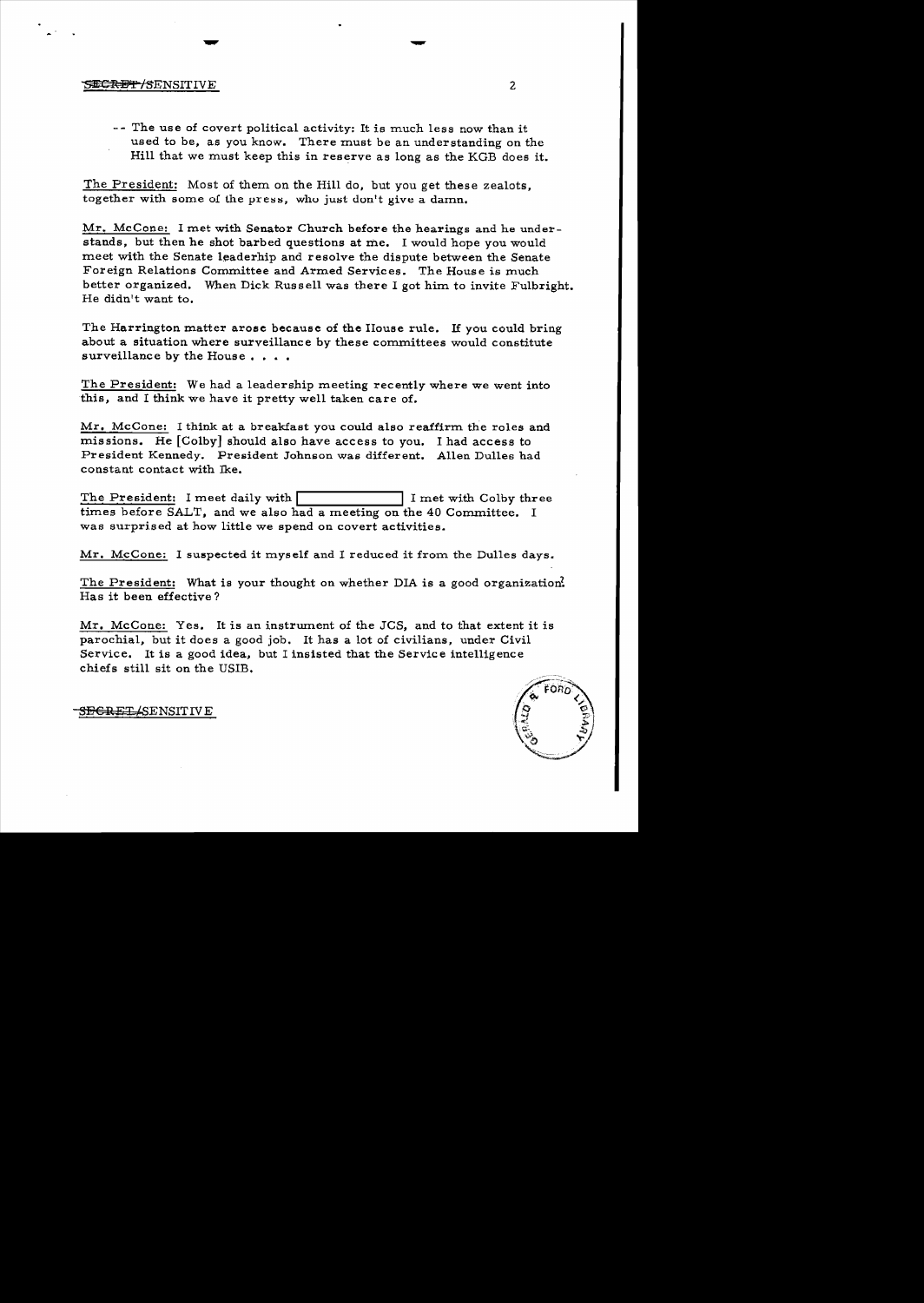-- The use of covert political activity: It is much less now than it used to be, as you know. There must be an understanding on the Hill that we must keep this in reserve as long as the KGB does it.

The President: Most of them on the Hill do, but you get these zealots, together with some of the press, who just don't give a damn.

Mr. McCone: I met with Senator Church before the hearings and he understands, but then he shot barbed questions at me. I would hope you would meet with the Senate leaderhip and resolve the dispute between the Senate Foreign Relations Committee and Armed Services. The House is much better organized. When Dick Russell was there I got him to invite Fulbright. He didn't want to.

The Harrington matter arose because of the House rule. If you could bring about a situation where surveillance by these committees would constitute surveillance by the House . . . .

The President: We had a leadership meeting recently where we went into this, and I think we have it pretty well taken care of.

Mr. McCone: I think at a breakfast you could also reaffirm the roles and missions. He [Colby] should also have access to you. I had access to President Kennedy. President Johnson was different. Allen Dulles had constant contact with Ike.

The President: I meet daily with [REDACTED] I met with Colby three times before SALT, and we also had a meeting on the 40 Committee. I was surprised at how little we spend on covert activities.

Mr. McCone: I suspected it myself and I reduced it from the Dulles days.

The President: What is your thought on whether DIA is a good organization? Has it been effective?

Mr. McCone: Yes. It is an instrument of the JCS, and to that extent it is parochial, but it does a good job. It has a lot of civilians, under Civil Service. It is a good idea, but I insisted that the Service intelligence chiefs still sit on the USIB.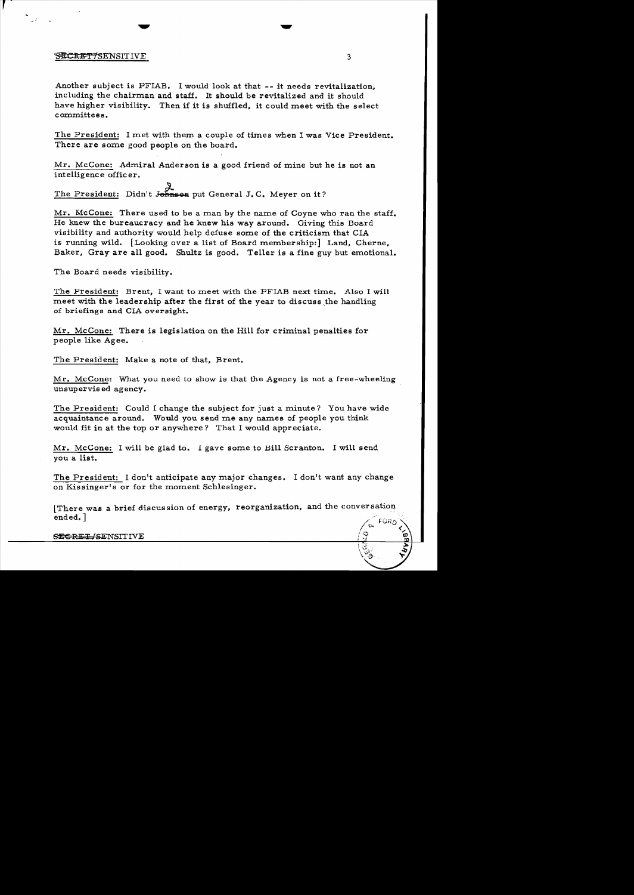Another subject is PFIAB. I would look at that -- it needs revitalization, including the chairman and staff. It should be revitalized and it should have higher visibility. Then if it is shuffled, it could meet with the select committees.

The President: I met with them a couple of times when I was Vice President. There are some good people on the board.

Mr. McCone: Admiral Anderson is a good friend of mine but he is not an intelligence officer.

The President: Didn't ~~Johnson~~ put General J. C. Meyer on it?

Mr. McCone: There used to be a man by the name of Coyne who ran the staff. He knew the bureaucracy and he knew his way around. Giving this Board visibility and authority would help defuse some of the criticism that CIA is running wild. [Looking over a list of Board membership:] Land, Cherne, Baker, Gray are all good. Shultz is good. Teller is a fine guy but emotional.

The Board needs visibility.

The President: Brent, I want to meet with the PFIAB next time. Also I will meet with the leadership after the first of the year to discuss the handling of briefings and CIA oversight.

Mr. McCone: There is legislation on the Hill for criminal penalties for people like Agee.

The President: Make a note of that, Brent.

Mr. McCone: What you need to show is that the Agency is not a free-wheeling unsupervised agency.

The President: Could I change the subject for just a minute? You have wide acquaintance around. Would you send me any names of people you think would fit in at the top or anywhere? That I would appreciate.

Mr. McCone: I will be glad to. I gave some to Bill Scranton. I will send you a list.

The President: I don't anticipate any major changes. I don't want any change on Kissinger's or for the moment Schlesinger.

[There was a brief discussion of energy, reorganization, and the conversation ended.]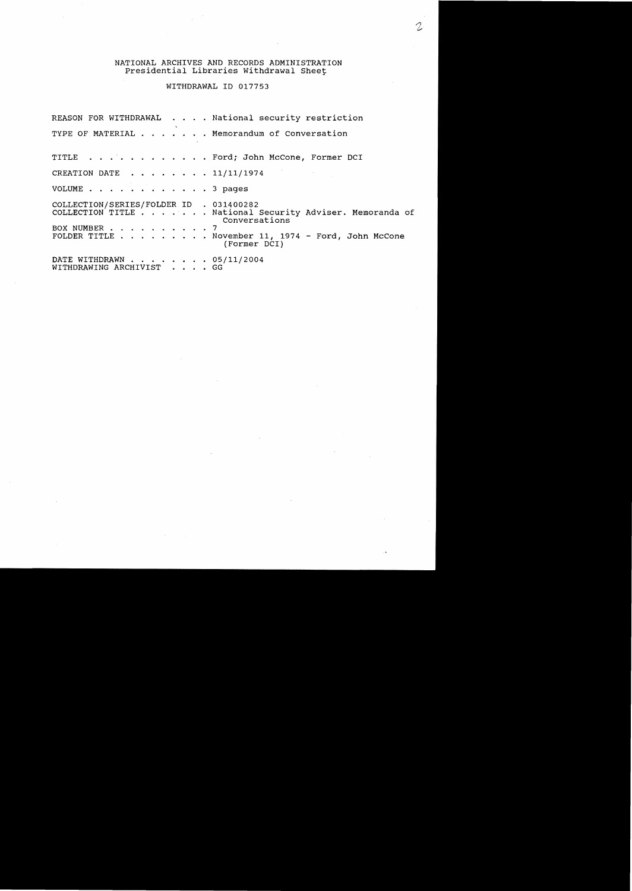NATIONAL ARCHIVES AND RECORDS ADMINISTRATION
Presidential Libraries Withdrawal Sheet

WITHDRAWAL ID 017753

REASON FOR WITHDRAWAL . . . . National security restriction

TYPE OF MATERIAL . . . . . . . Memorandum of Conversation

TITLE . . . . . . . . . . . . Ford; John McCone, Former DCI

CREATION DATE . . . . . . . . 11/11/1974

VOLUME . . . . . . . . . . . . 3 pages

COLLECTION/SERIES/FOLDER ID . 031400282
COLLECTION TITLE . . . . . . . National Security Adviser. Memoranda of Conversations
BOX NUMBER . . . . . . . . . . 7
FOLDER TITLE . . . . . . . . . November 11, 1974 - Ford, John McCone (Former DCI)

DATE WITHDRAWN . . . . . . . . 05/11/2004
WITHDRAWING ARCHIVIST . . . . GG